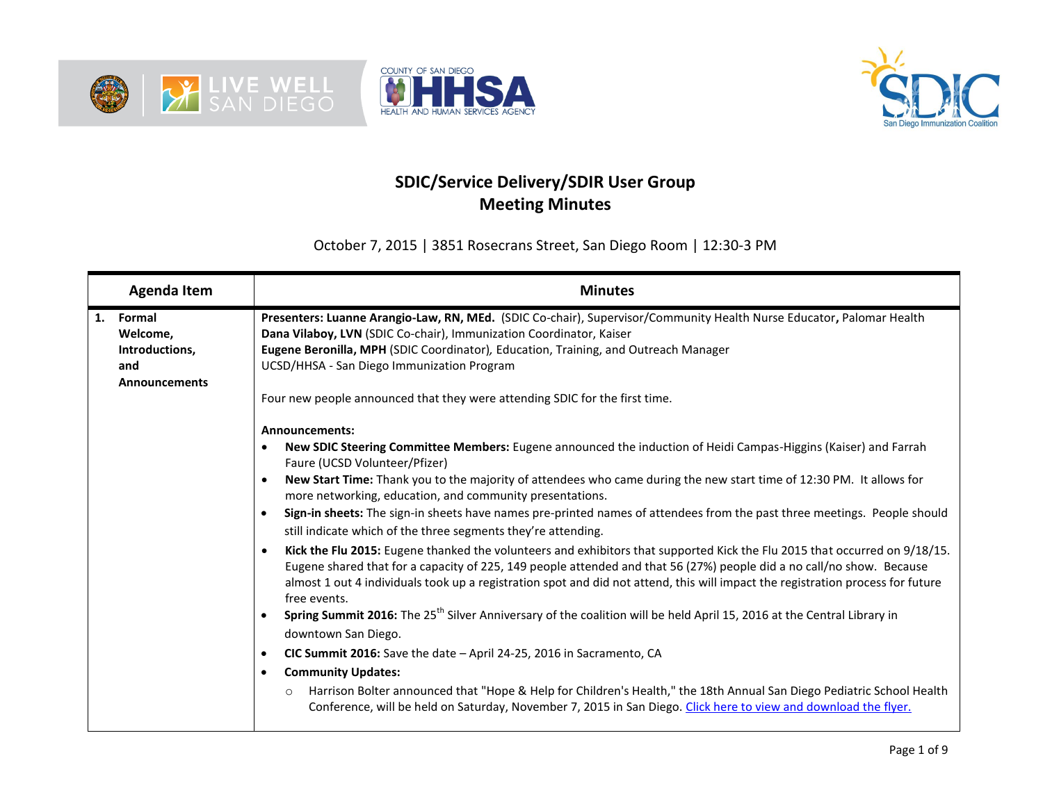# SDIC/Service Delivery/SDIR User Group
# Meeting Minutes

October 7, 2015 | 3851 Rosecrans Street, San Diego Room | 12:30-3 PM

| Agenda Item | Minutes |
|---|---|
| **1. Formal Welcome, Introductions, and Announcements** | **Presenters: Luanne Arangio-Law, RN, MEd.** (SDIC Co-chair), Supervisor/Community Health Nurse Educator**,** Palomar Health<br>**Dana Vilaboy, LVN** (SDIC Co-chair), Immunization Coordinator, Kaiser<br>**Eugene Beronilla, MPH** (SDIC Coordinator)*,* Education, Training, and Outreach Manager<br>UCSD/HHSA - San Diego Immunization Program<br><br>Four new people announced that they were attending SDIC for the first time.<br><br>**Announcements:**<br>• **New SDIC Steering Committee Members:** Eugene announced the induction of Heidi Campas-Higgins (Kaiser) and Farrah Faure (UCSD Volunteer/Pfizer)<br>• **New Start Time:** Thank you to the majority of attendees who came during the new start time of 12:30 PM. It allows for more networking, education, and community presentations.<br>• **Sign-in sheets:** The sign-in sheets have names pre-printed names of attendees from the past three meetings. People should still indicate which of the three segments they're attending.<br>• **Kick the Flu 2015:** Eugene thanked the volunteers and exhibitors that supported Kick the Flu 2015 that occurred on 9/18/15. Eugene shared that for a capacity of 225, 149 people attended and that 56 (27%) people did a no call/no show. Because almost 1 out 4 individuals took up a registration spot and did not attend, this will impact the registration process for future free events.<br>• **Spring Summit 2016:** The 25th Silver Anniversary of the coalition will be held April 15, 2016 at the Central Library in downtown San Diego.<br>• **CIC Summit 2016:** Save the date – April 24-25, 2016 in Sacramento, CA<br>• **Community Updates:**<br>  ○ Harrison Bolter announced that "Hope & Help for Children's Health," the 18th Annual San Diego Pediatric School Health Conference, will be held on Saturday, November 7, 2015 in San Diego. Click here to view and download the flyer. |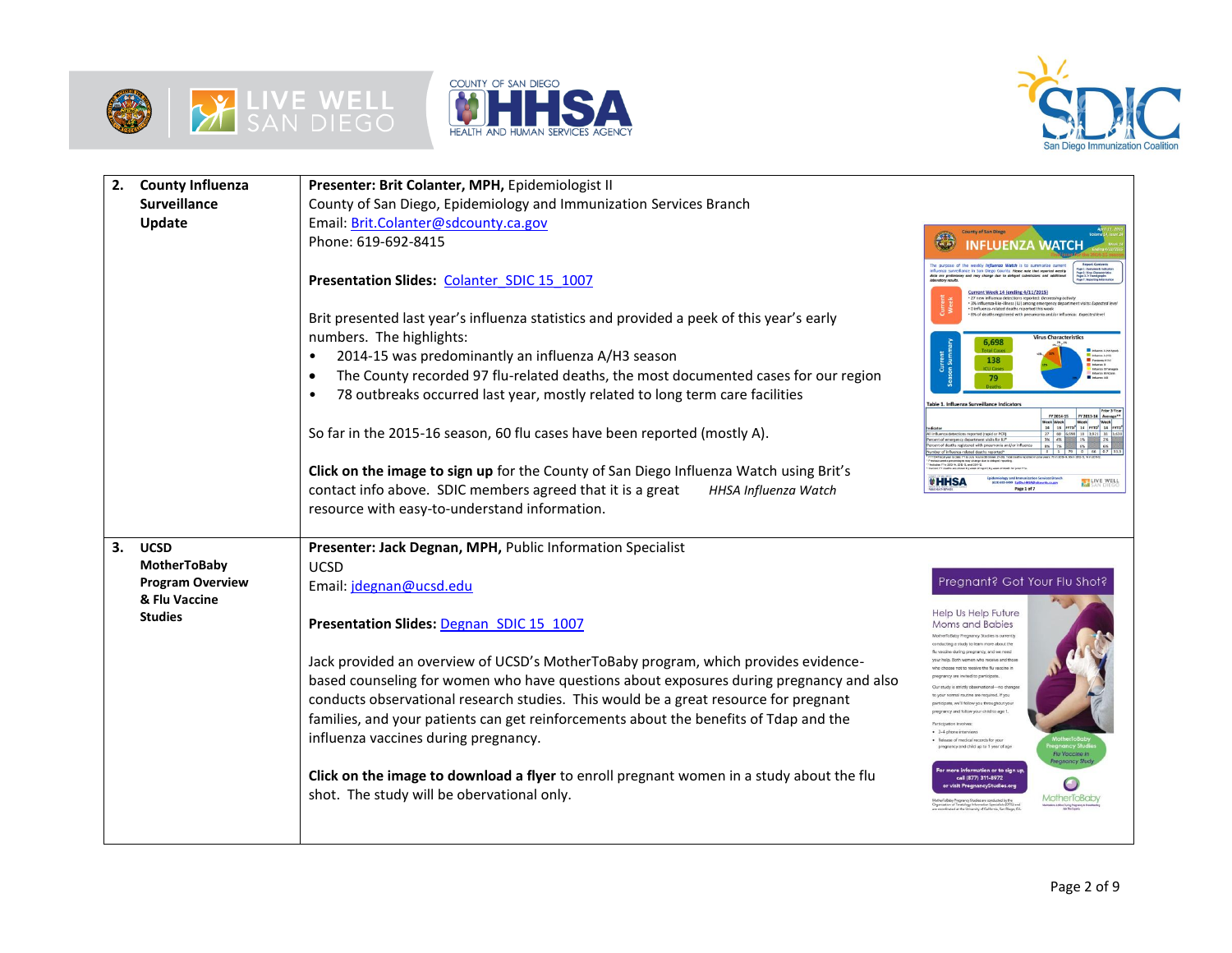| | | |
|---|---|---|
| **2.** | **County Influenza Surveillance Update** | **Presenter: Brit Colanter, MPH,** Epidemiologist II<br>County of San Diego, Epidemiology and Immunization Services Branch<br>Email: Brit.Colanter@sdcounty.ca.gov<br>Phone: 619-692-8415<br><br>**Presentation Slides:** Colanter_SDIC 15_1007<br><br>Brit presented last year's influenza statistics and provided a peek of this year's early numbers. The highlights:<br>• 2014-15 was predominantly an influenza A/H3 season<br>• The County recorded 97 flu-related deaths, the most documented cases for our region<br>• 78 outbreaks occurred last year, mostly related to long term care facilities<br><br>So far in the 2015-16 season, 60 flu cases have been reported (mostly A).<br><br>**Click on the image to sign up** for the County of San Diego Influenza Watch using Brit's contact info above. SDIC members agreed that it is a great resource with easy-to-understand information.<br><br>*HHSA Influenza Watch* |
| **3.** | **UCSD MotherToBaby Program Overview & Flu Vaccine Studies** | **Presenter: Jack Degnan, MPH,** Public Information Specialist<br>UCSD<br>Email: jdegnan@ucsd.edu<br><br>**Presentation Slides:** Degnan_SDIC 15_1007<br><br>Jack provided an overview of UCSD's MotherToBaby program, which provides evidence-based counseling for women who have questions about exposures during pregnancy and also conducts observational research studies. This would be a great resource for pregnant families, and your patients can get reinforcements about the benefits of Tdap and the influenza vaccines during pregnancy.<br><br>**Click on the image to download a flyer** to enroll pregnant women in a study about the flu shot. The study will be obervational only. |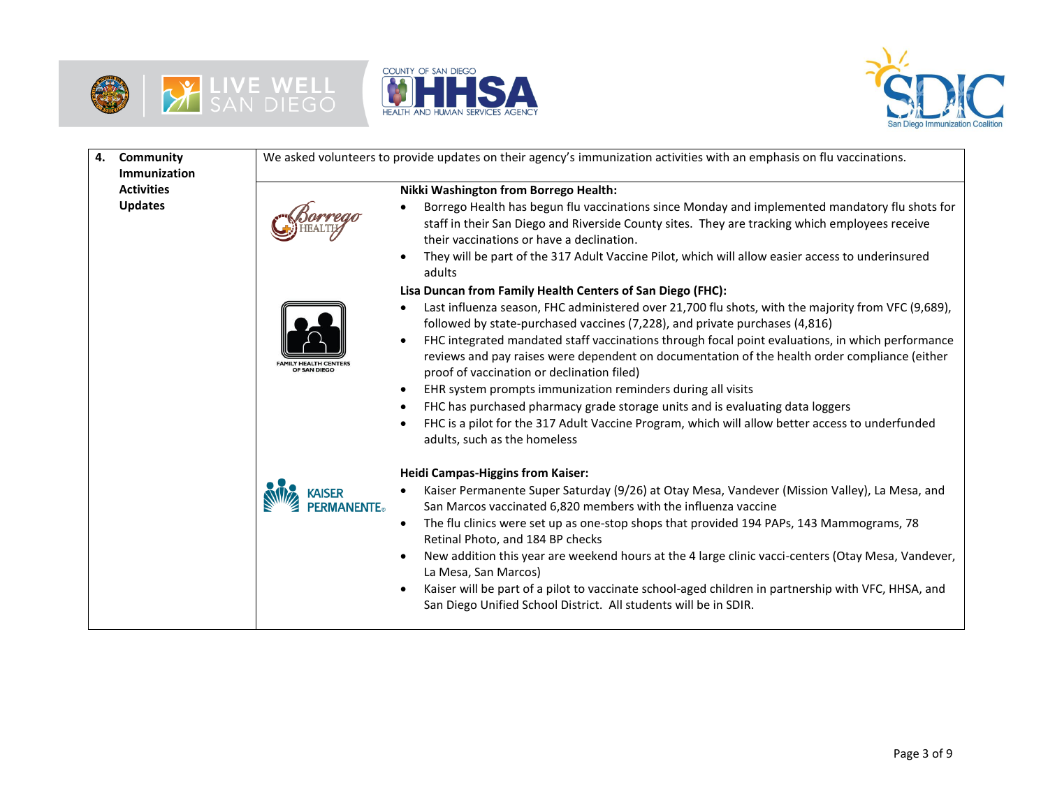**4. Community Immunization Activities Updates**

We asked volunteers to provide updates on their agency's immunization activities with an emphasis on flu vaccinations.

**Nikki Washington from Borrego Health:**

- Borrego Health has begun flu vaccinations since Monday and implemented mandatory flu shots for staff in their San Diego and Riverside County sites. They are tracking which employees receive their vaccinations or have a declination.
- They will be part of the 317 Adult Vaccine Pilot, which will allow easier access to underinsured adults

**Lisa Duncan from Family Health Centers of San Diego (FHC):**

- Last influenza season, FHC administered over 21,700 flu shots, with the majority from VFC (9,689), followed by state-purchased vaccines (7,228), and private purchases (4,816)
- FHC integrated mandated staff vaccinations through focal point evaluations, in which performance reviews and pay raises were dependent on documentation of the health order compliance (either proof of vaccination or declination filed)
- EHR system prompts immunization reminders during all visits
- FHC has purchased pharmacy grade storage units and is evaluating data loggers
- FHC is a pilot for the 317 Adult Vaccine Program, which will allow better access to underfunded adults, such as the homeless

**Heidi Campas-Higgins from Kaiser:**

- Kaiser Permanente Super Saturday (9/26) at Otay Mesa, Vandever (Mission Valley), La Mesa, and San Marcos vaccinated 6,820 members with the influenza vaccine
- The flu clinics were set up as one-stop shops that provided 194 PAPs, 143 Mammograms, 78 Retinal Photo, and 184 BP checks
- New addition this year are weekend hours at the 4 large clinic vacci-centers (Otay Mesa, Vandever, La Mesa, San Marcos)
- Kaiser will be part of a pilot to vaccinate school-aged children in partnership with VFC, HHSA, and San Diego Unified School District. All students will be in SDIR.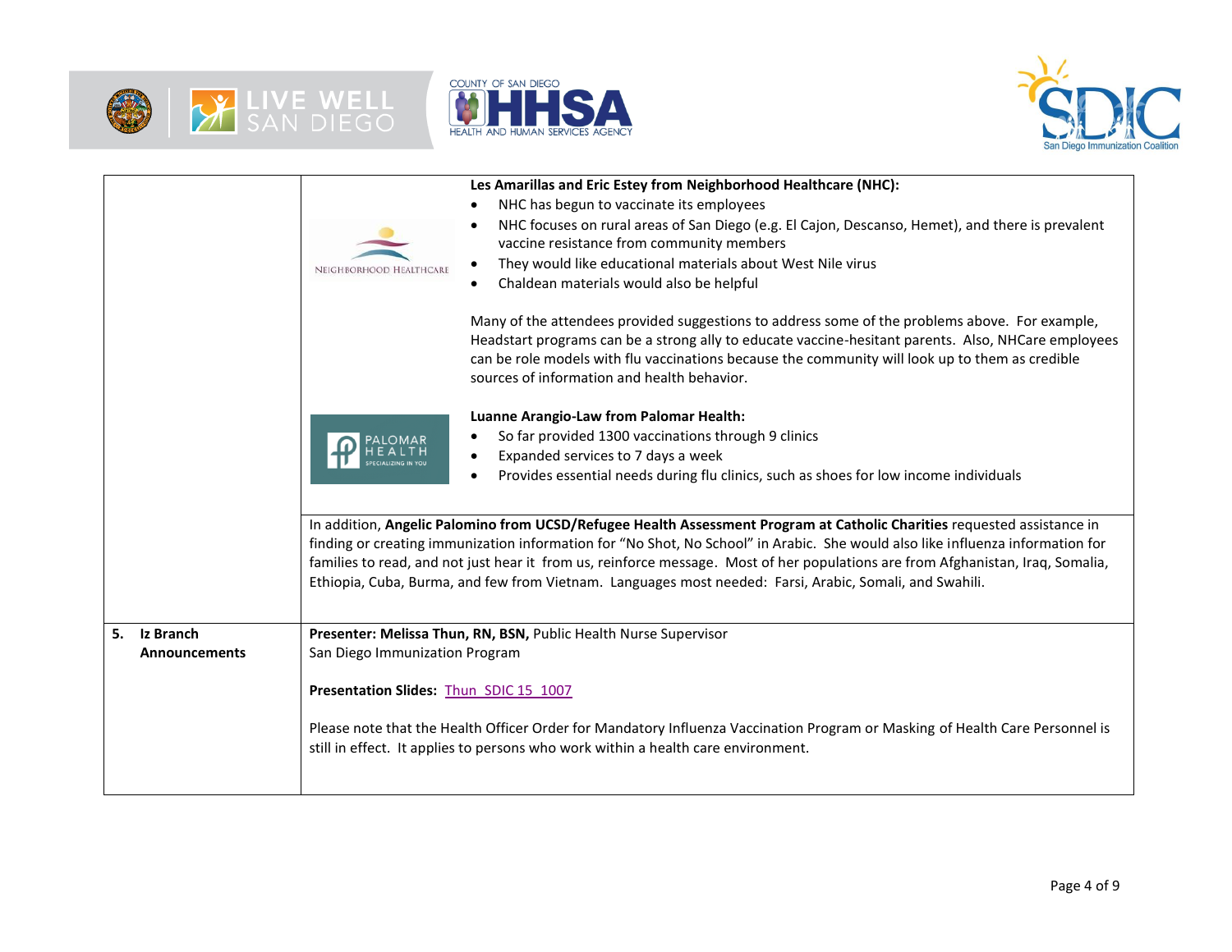| | |
|---|---|
| | **Les Amarillas and Eric Estey from Neighborhood Healthcare (NHC):**<br>• NHC has begun to vaccinate its employees<br>• NHC focuses on rural areas of San Diego (e.g. El Cajon, Descanso, Hemet), and there is prevalent vaccine resistance from community members<br>• They would like educational materials about West Nile virus<br>• Chaldean materials would also be helpful<br><br>Many of the attendees provided suggestions to address some of the problems above. For example, Headstart programs can be a strong ally to educate vaccine-hesitant parents. Also, NHCare employees can be role models with flu vaccinations because the community will look up to them as credible sources of information and health behavior.<br><br>**Luanne Arangio-Law from Palomar Health:**<br>• So far provided 1300 vaccinations through 9 clinics<br>• Expanded services to 7 days a week<br>• Provides essential needs during flu clinics, such as shoes for low income individuals |
| | In addition, **Angelic Palomino from UCSD/Refugee Health Assessment Program at Catholic Charities** requested assistance in finding or creating immunization information for "No Shot, No School" in Arabic. She would also like influenza information for families to read, and not just hear it from us, reinforce message. Most of her populations are from Afghanistan, Iraq, Somalia, Ethiopia, Cuba, Burma, and few from Vietnam. Languages most needed: Farsi, Arabic, Somali, and Swahili. |
| **5. Iz Branch Announcements** | **Presenter: Melissa Thun, RN, BSN,** Public Health Nurse Supervisor<br>San Diego Immunization Program<br><br>**Presentation Slides:** Thun_SDIC 15_1007<br><br>Please note that the Health Officer Order for Mandatory Influenza Vaccination Program or Masking of Health Care Personnel is still in effect. It applies to persons who work within a health care environment. |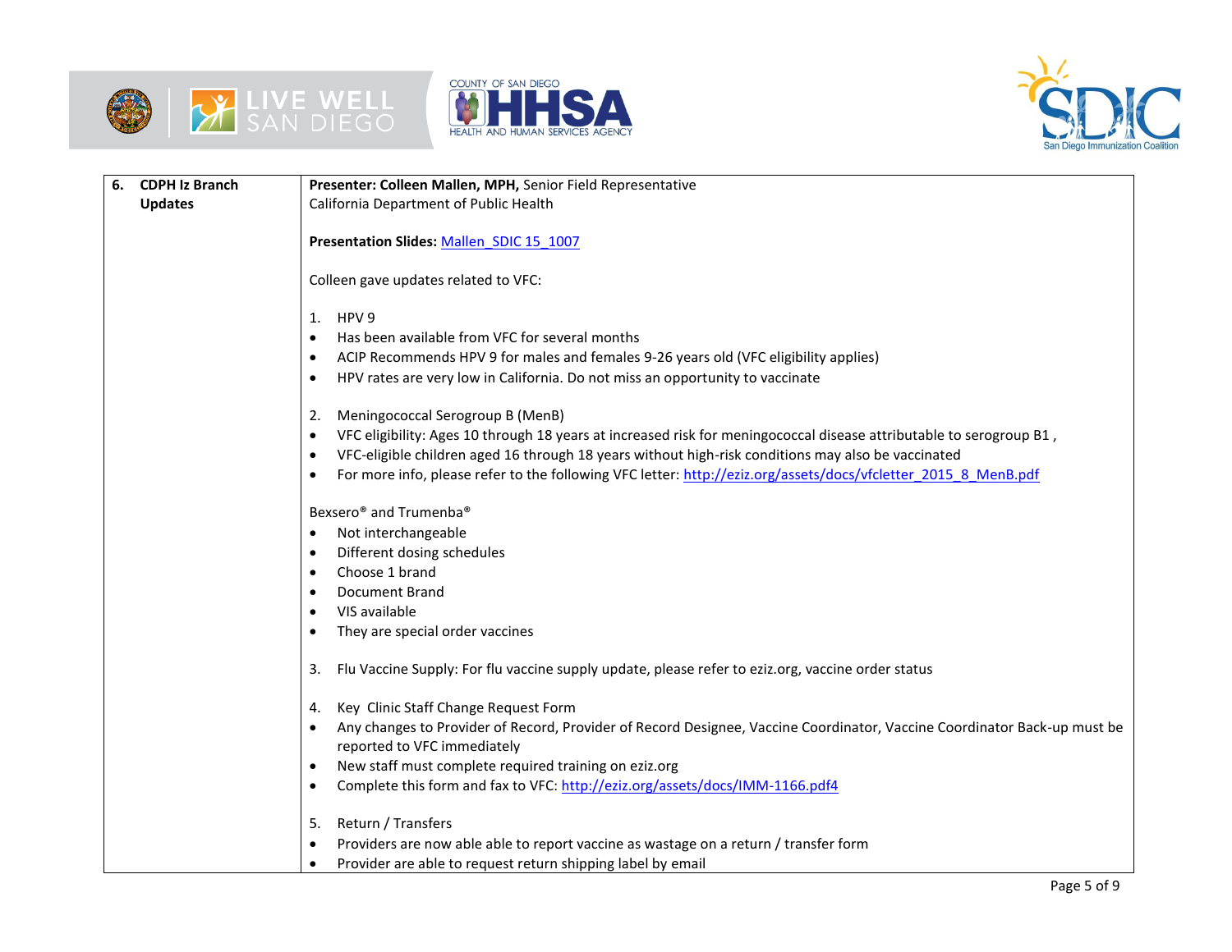| 6. CDPH Iz Branch Updates | Presenter: **Colleen Mallen, MPH,** Senior Field Representative<br>California Department of Public Health<br><br>**Presentation Slides:** Mallen_SDIC 15_1007<br><br>Colleen gave updates related to VFC:<br><br>1. HPV 9<br>• Has been available from VFC for several months<br>• ACIP Recommends HPV 9 for males and females 9-26 years old (VFC eligibility applies)<br>• HPV rates are very low in California. Do not miss an opportunity to vaccinate<br><br>2. Meningococcal Serogroup B (MenB)<br>• VFC eligibility: Ages 10 through 18 years at increased risk for meningococcal disease attributable to serogroup B1 ,<br>• VFC-eligible children aged 16 through 18 years without high-risk conditions may also be vaccinated<br>• For more info, please refer to the following VFC letter: http://eziz.org/assets/docs/vfcletter_2015_8_MenB.pdf<br><br>Bexsero® and Trumenba®<br>• Not interchangeable<br>• Different dosing schedules<br>• Choose 1 brand<br>• Document Brand<br>• VIS available<br>• They are special order vaccines<br><br>3. Flu Vaccine Supply: For flu vaccine supply update, please refer to eziz.org, vaccine order status<br><br>4. Key Clinic Staff Change Request Form<br>• Any changes to Provider of Record, Provider of Record Designee, Vaccine Coordinator, Vaccine Coordinator Back-up must be reported to VFC immediately<br>• New staff must complete required training on eziz.org<br>• Complete this form and fax to VFC: http://eziz.org/assets/docs/IMM-1166.pdf4<br><br>5. Return / Transfers<br>• Providers are now able able to report vaccine as wastage on a return / transfer form<br>• Provider are able to request return shipping label by email |
|---|---|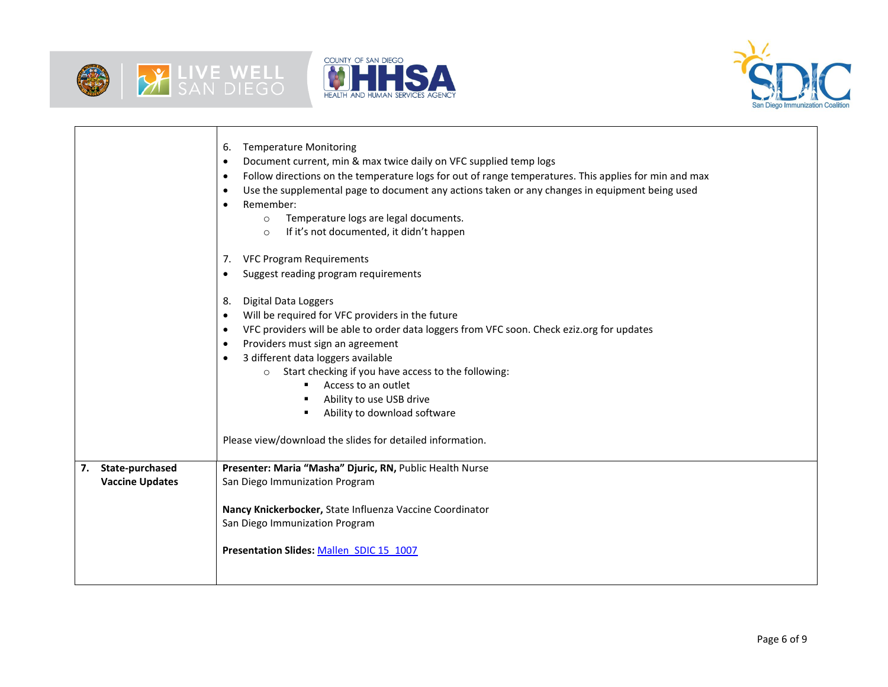| | |
|---|---|
| | 6. Temperature Monitoring<br>• Document current, min & max twice daily on VFC supplied temp logs<br>• Follow directions on the temperature logs for out of range temperatures. This applies for min and max<br>• Use the supplemental page to document any actions taken or any changes in equipment being used<br>• Remember:<br>&nbsp;&nbsp;&nbsp;&nbsp;○ Temperature logs are legal documents.<br>&nbsp;&nbsp;&nbsp;&nbsp;○ If it's not documented, it didn't happen<br><br>7. VFC Program Requirements<br>• Suggest reading program requirements<br><br>8. Digital Data Loggers<br>• Will be required for VFC providers in the future<br>• VFC providers will be able to order data loggers from VFC soon. Check eziz.org for updates<br>• Providers must sign an agreement<br>• 3 different data loggers available<br>&nbsp;&nbsp;&nbsp;&nbsp;○ Start checking if you have access to the following:<br>&nbsp;&nbsp;&nbsp;&nbsp;&nbsp;&nbsp;&nbsp;&nbsp;▪ Access to an outlet<br>&nbsp;&nbsp;&nbsp;&nbsp;&nbsp;&nbsp;&nbsp;&nbsp;▪ Ability to use USB drive<br>&nbsp;&nbsp;&nbsp;&nbsp;&nbsp;&nbsp;&nbsp;&nbsp;▪ Ability to download software<br><br>Please view/download the slides for detailed information. |
| **7. State-purchased Vaccine Updates** | **Presenter: Maria "Masha" Djuric, RN,** Public Health Nurse<br>San Diego Immunization Program<br><br>**Nancy Knickerbocker,** State Influenza Vaccine Coordinator<br>San Diego Immunization Program<br><br>**Presentation Slides:** Mallen_SDIC 15_1007 |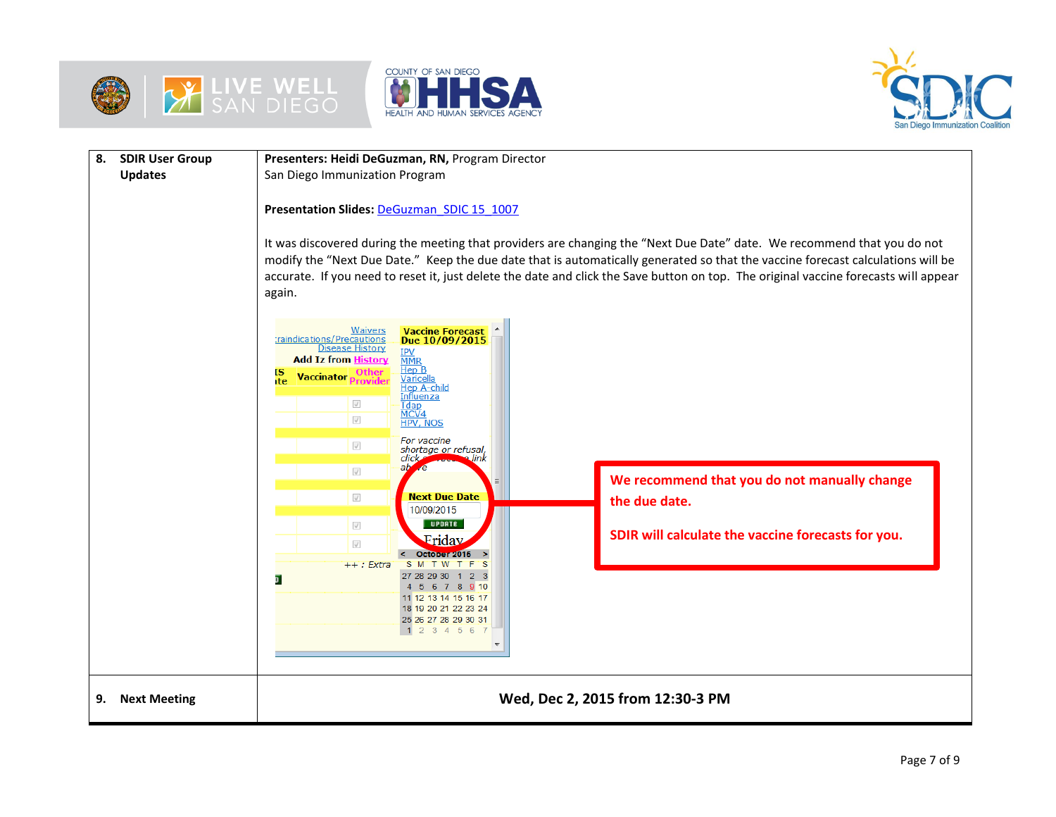| | | |
|---|---|---|
| 8. | **SDIR User Group Updates** | **Presenters: Heidi DeGuzman, RN,** Program Director<br>San Diego Immunization Program<br><br>**Presentation Slides:** DeGuzman_SDIC 15_1007<br><br>It was discovered during the meeting that providers are changing the "Next Due Date" date. We recommend that you do not modify the "Next Due Date." Keep the due date that is automatically generated so that the vaccine forecast calculations will be accurate. If you need to reset it, just delete the date and click the Save button on top. The original vaccine forecasts will appear again.<br><br>**We recommend that you do not manually change the due date.**<br><br>**SDIR will calculate the vaccine forecasts for you.** |
| 9. | **Next Meeting** | **Wed, Dec 2, 2015 from 12:30-3 PM** |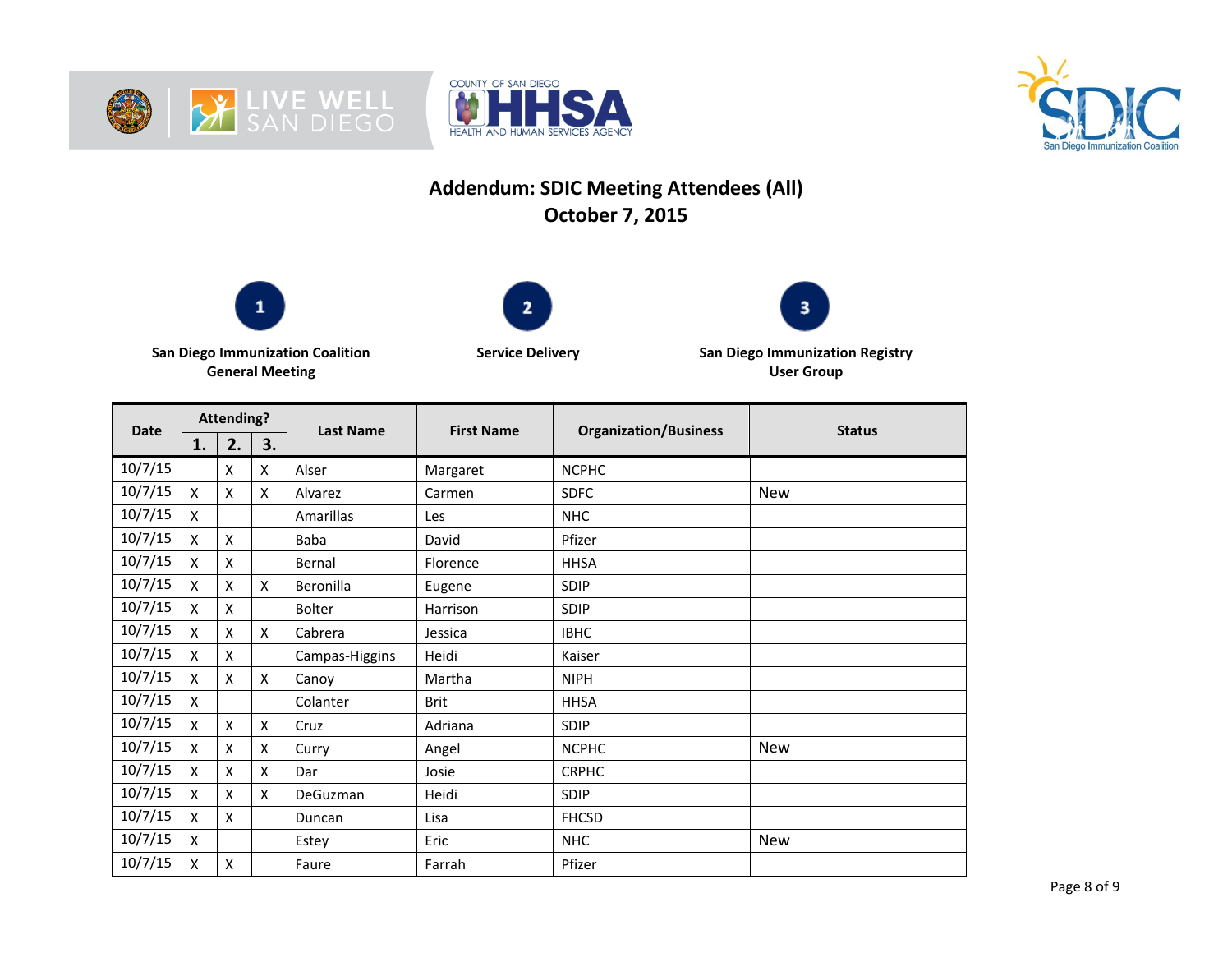# Addendum: SDIC Meeting Attendees (All)

## October 7, 2015

**1** — San Diego Immunization Coalition General Meeting

**2** — Service Delivery

**3** — San Diego Immunization Registry User Group

| Date | Attending? | | | Last Name | First Name | Organization/Business | Status |
|---|---|---|---|---|---|---|---|
| | 1. | 2. | 3. | | | | |
| 10/7/15 | | X | X | Alser | Margaret | NCPHC | |
| 10/7/15 | X | X | X | Alvarez | Carmen | SDFC | New |
| 10/7/15 | X | | | Amarillas | Les | NHC | |
| 10/7/15 | X | X | | Baba | David | Pfizer | |
| 10/7/15 | X | X | | Bernal | Florence | HHSA | |
| 10/7/15 | X | X | X | Beronilla | Eugene | SDIP | |
| 10/7/15 | X | X | | Bolter | Harrison | SDIP | |
| 10/7/15 | X | X | X | Cabrera | Jessica | IBHC | |
| 10/7/15 | X | X | | Campas-Higgins | Heidi | Kaiser | |
| 10/7/15 | X | X | X | Canoy | Martha | NIPH | |
| 10/7/15 | X | | | Colanter | Brit | HHSA | |
| 10/7/15 | X | X | X | Cruz | Adriana | SDIP | |
| 10/7/15 | X | X | X | Curry | Angel | NCPHC | New |
| 10/7/15 | X | X | X | Dar | Josie | CRPHC | |
| 10/7/15 | X | X | X | DeGuzman | Heidi | SDIP | |
| 10/7/15 | X | X | | Duncan | Lisa | FHCSD | |
| 10/7/15 | X | | | Estey | Eric | NHC | New |
| 10/7/15 | X | X | | Faure | Farrah | Pfizer | |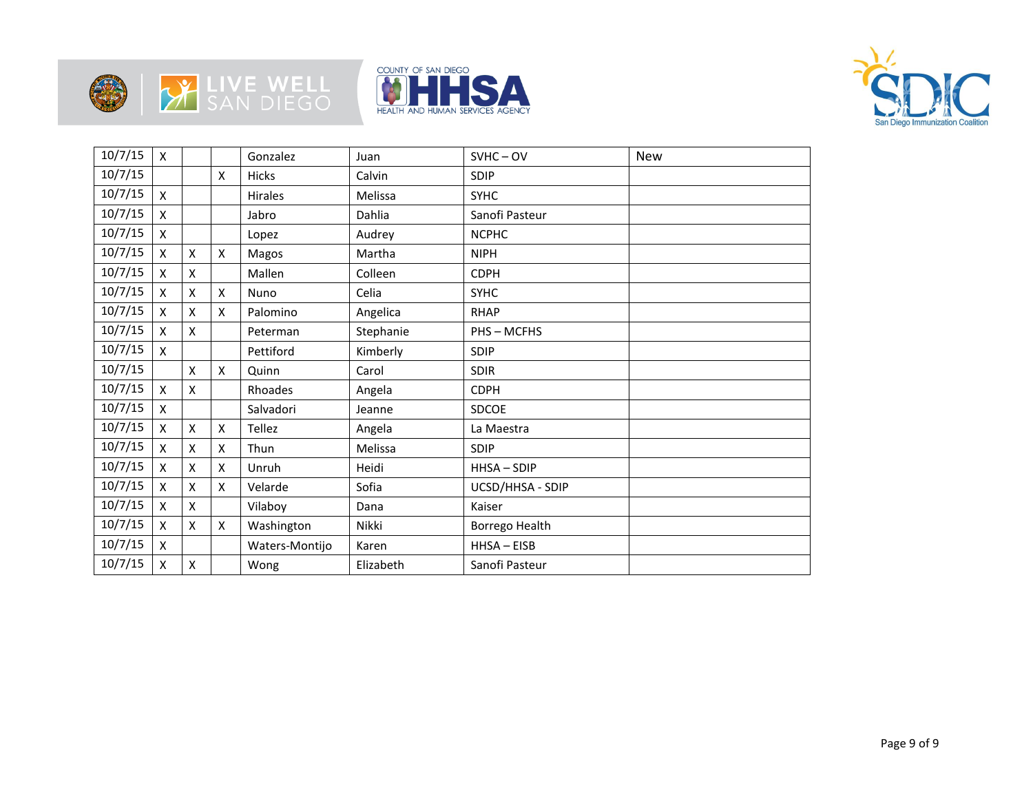| | | | | | | | |
|---|---|---|---|---|---|---|---|
| 10/7/15 | X | | | Gonzalez | Juan | SVHC – OV | New |
| 10/7/15 | | | X | Hicks | Calvin | SDIP | |
| 10/7/15 | X | | | Hirales | Melissa | SYHC | |
| 10/7/15 | X | | | Jabro | Dahlia | Sanofi Pasteur | |
| 10/7/15 | X | | | Lopez | Audrey | NCPHC | |
| 10/7/15 | X | X | X | Magos | Martha | NIPH | |
| 10/7/15 | X | X | | Mallen | Colleen | CDPH | |
| 10/7/15 | X | X | X | Nuno | Celia | SYHC | |
| 10/7/15 | X | X | X | Palomino | Angelica | RHAP | |
| 10/7/15 | X | X | | Peterman | Stephanie | PHS – MCFHS | |
| 10/7/15 | X | | | Pettiford | Kimberly | SDIP | |
| 10/7/15 | | X | X | Quinn | Carol | SDIR | |
| 10/7/15 | X | X | | Rhoades | Angela | CDPH | |
| 10/7/15 | X | | | Salvadori | Jeanne | SDCOE | |
| 10/7/15 | X | X | X | Tellez | Angela | La Maestra | |
| 10/7/15 | X | X | X | Thun | Melissa | SDIP | |
| 10/7/15 | X | X | X | Unruh | Heidi | HHSA – SDIP | |
| 10/7/15 | X | X | X | Velarde | Sofia | UCSD/HHSA - SDIP | |
| 10/7/15 | X | X | | Vilaboy | Dana | Kaiser | |
| 10/7/15 | X | X | X | Washington | Nikki | Borrego Health | |
| 10/7/15 | X | | | Waters-Montijo | Karen | HHSA – EISB | |
| 10/7/15 | X | X | | Wong | Elizabeth | Sanofi Pasteur | |